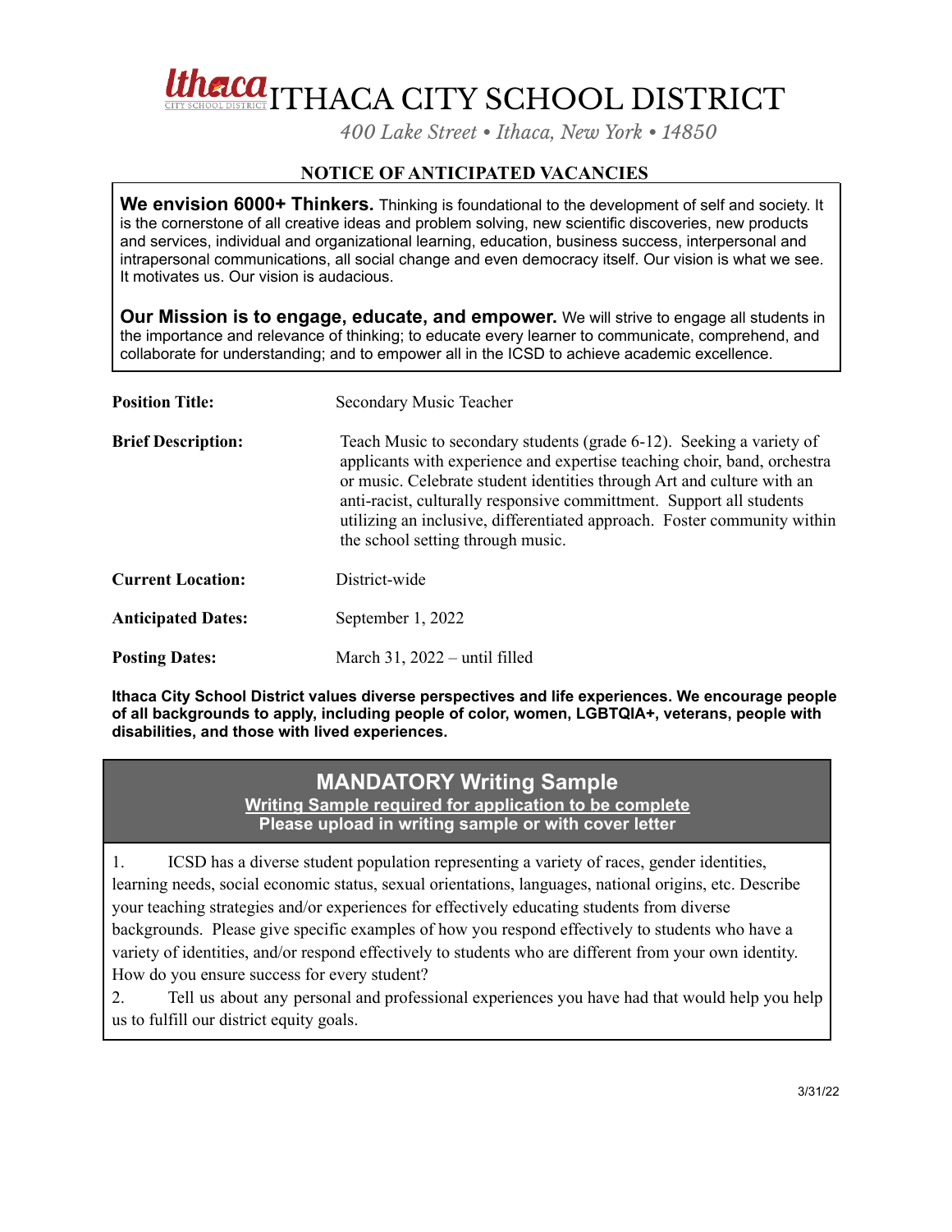# ITHACA CITY SCHOOL DISTRICT

*400 Lake Street • Ithaca, New York • 14850*

## NOTICE OF ANTICIPATED VACANCIES

**We envision 6000+ Thinkers.** Thinking is foundational to the development of self and society. It is the cornerstone of all creative ideas and problem solving, new scientific discoveries, new products and services, individual and organizational learning, education, business success, interpersonal and intrapersonal communications, all social change and even democracy itself. Our vision is what we see. It motivates us. Our vision is audacious.

**Our Mission is to engage, educate, and empower.** We will strive to engage all students in the importance and relevance of thinking; to educate every learner to communicate, comprehend, and collaborate for understanding; and to empower all in the ICSD to achieve academic excellence.

**Position Title:** Secondary Music Teacher

**Brief Description:** Teach Music to secondary students (grade 6-12). Seeking a variety of applicants with experience and expertise teaching choir, band, orchestra or music. Celebrate student identities through Art and culture with an anti-racist, culturally responsive committment. Support all students utilizing an inclusive, differentiated approach. Foster community within the school setting through music.

**Current Location:** District-wide

**Anticipated Dates:** September 1, 2022

**Posting Dates:** March 31, 2022 – until filled

**Ithaca City School District values diverse perspectives and life experiences. We encourage people of all backgrounds to apply, including people of color, women, LGBTQIA+, veterans, people with disabilities, and those with lived experiences.**

## MANDATORY Writing Sample

**Writing Sample required for application to be complete**

**Please upload in writing sample or with cover letter**

1. ICSD has a diverse student population representing a variety of races, gender identities, learning needs, social economic status, sexual orientations, languages, national origins, etc. Describe your teaching strategies and/or experiences for effectively educating students from diverse backgrounds. Please give specific examples of how you respond effectively to students who have a variety of identities, and/or respond effectively to students who are different from your own identity. How do you ensure success for every student?
2. Tell us about any personal and professional experiences you have had that would help you help us to fulfill our district equity goals.

3/31/22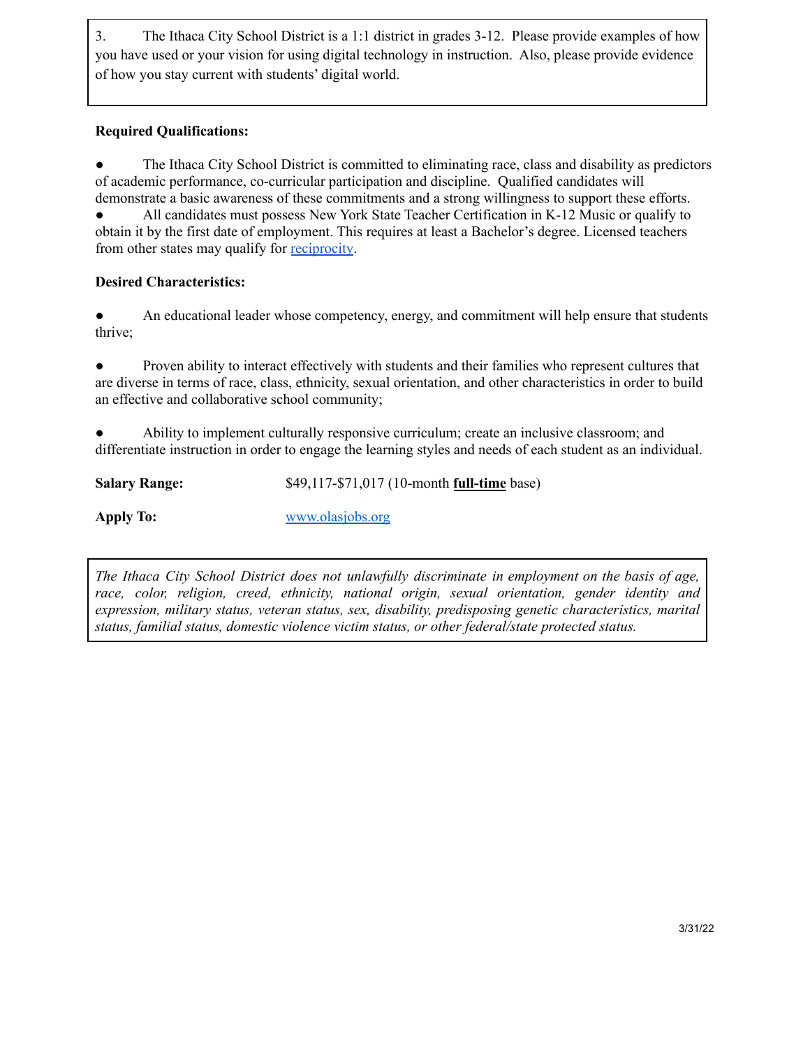3. The Ithaca City School District is a 1:1 district in grades 3-12. Please provide examples of how you have used or your vision for using digital technology in instruction. Also, please provide evidence of how you stay current with students' digital world.

**Required Qualifications:**

- The Ithaca City School District is committed to eliminating race, class and disability as predictors of academic performance, co-curricular participation and discipline. Qualified candidates will demonstrate a basic awareness of these commitments and a strong willingness to support these efforts.
- All candidates must possess New York State Teacher Certification in K-12 Music or qualify to obtain it by the first date of employment. This requires at least a Bachelor's degree. Licensed teachers from other states may qualify for reciprocity.

**Desired Characteristics:**

- An educational leader whose competency, energy, and commitment will help ensure that students thrive;
- Proven ability to interact effectively with students and their families who represent cultures that are diverse in terms of race, class, ethnicity, sexual orientation, and other characteristics in order to build an effective and collaborative school community;
- Ability to implement culturally responsive curriculum; create an inclusive classroom; and differentiate instruction in order to engage the learning styles and needs of each student as an individual.

**Salary Range:** $49,117-$71,017 (10-month **full-time** base)

**Apply To:** www.olasjobs.org

*The Ithaca City School District does not unlawfully discriminate in employment on the basis of age, race, color, religion, creed, ethnicity, national origin, sexual orientation, gender identity and expression, military status, veteran status, sex, disability, predisposing genetic characteristics, marital status, familial status, domestic violence victim status, or other federal/state protected status.*

3/31/22